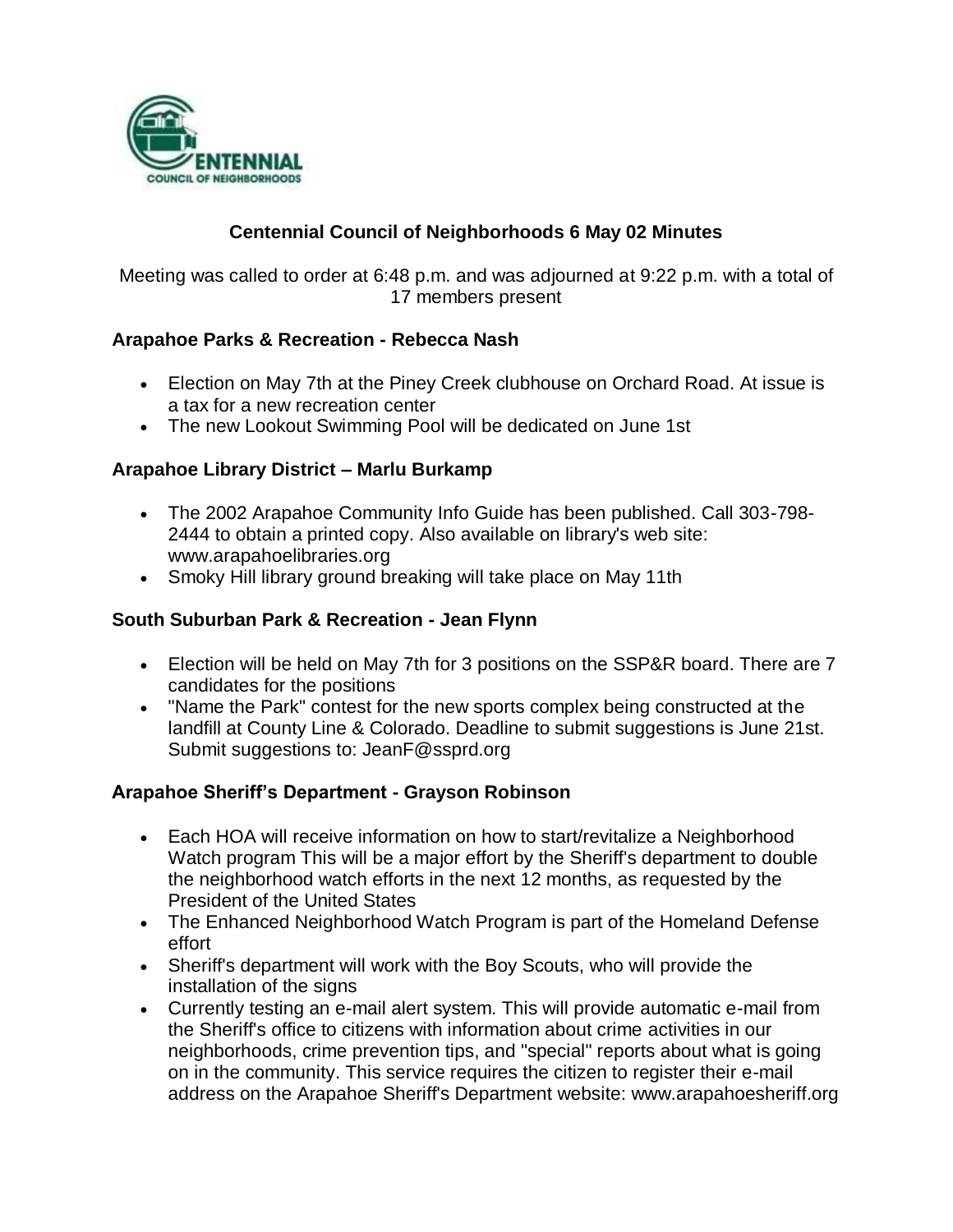# Centennial Council of Neighborhoods 6 May 02 Minutes

Meeting was called to order at 6:48 p.m. and was adjourned at 9:22 p.m. with a total of 17 members present

### Arapahoe Parks & Recreation - Rebecca Nash

- Election on May 7th at the Piney Creek clubhouse on Orchard Road. At issue is a tax for a new recreation center
- The new Lookout Swimming Pool will be dedicated on June 1st

### Arapahoe Library District – Marlu Burkamp

- The 2002 Arapahoe Community Info Guide has been published. Call 303-798-2444 to obtain a printed copy. Also available on library's web site: www.arapahoelibraries.org
- Smoky Hill library ground breaking will take place on May 11th

### South Suburban Park & Recreation - Jean Flynn

- Election will be held on May 7th for 3 positions on the SSP&R board. There are 7 candidates for the positions
- "Name the Park" contest for the new sports complex being constructed at the landfill at County Line & Colorado. Deadline to submit suggestions is June 21st. Submit suggestions to: JeanF@ssprd.org

### Arapahoe Sheriff's Department - Grayson Robinson

- Each HOA will receive information on how to start/revitalize a Neighborhood Watch program This will be a major effort by the Sheriff's department to double the neighborhood watch efforts in the next 12 months, as requested by the President of the United States
- The Enhanced Neighborhood Watch Program is part of the Homeland Defense effort
- Sheriff's department will work with the Boy Scouts, who will provide the installation of the signs
- Currently testing an e-mail alert system. This will provide automatic e-mail from the Sheriff's office to citizens with information about crime activities in our neighborhoods, crime prevention tips, and "special" reports about what is going on in the community. This service requires the citizen to register their e-mail address on the Arapahoe Sheriff's Department website: www.arapahoesheriff.org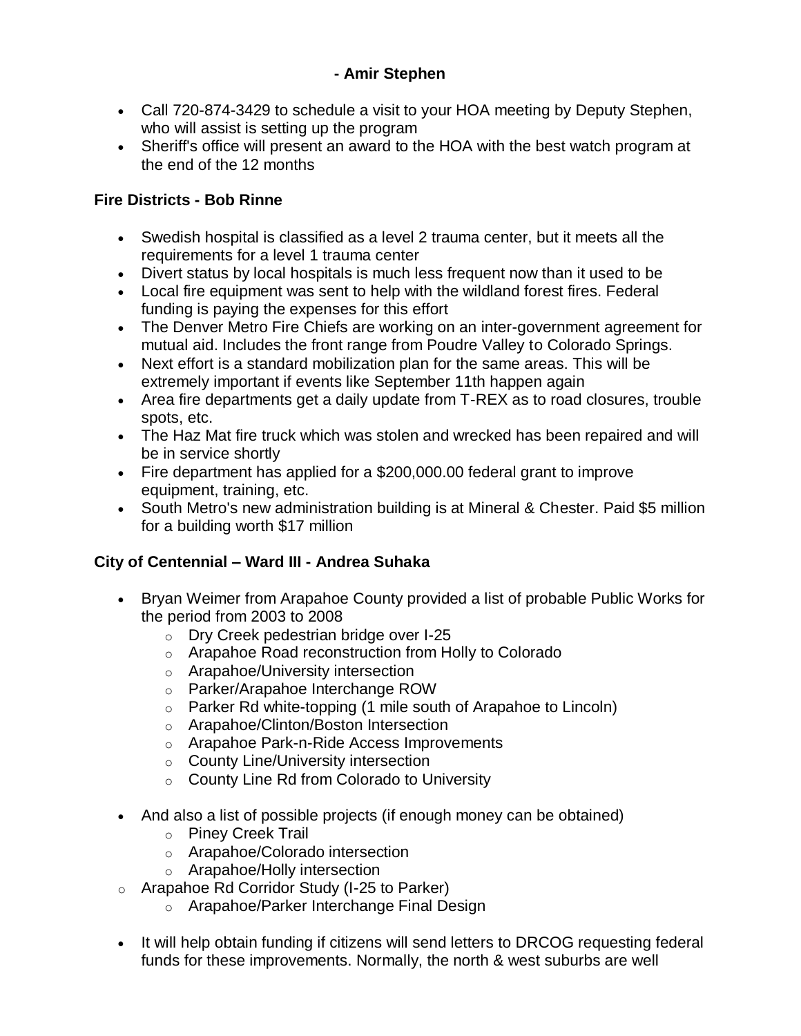**- Amir Stephen**

- Call 720-874-3429 to schedule a visit to your HOA meeting by Deputy Stephen, who will assist is setting up the program
- Sheriff's office will present an award to the HOA with the best watch program at the end of the 12 months

### Fire Districts - Bob Rinne

- Swedish hospital is classified as a level 2 trauma center, but it meets all the requirements for a level 1 trauma center
- Divert status by local hospitals is much less frequent now than it used to be
- Local fire equipment was sent to help with the wildland forest fires. Federal funding is paying the expenses for this effort
- The Denver Metro Fire Chiefs are working on an inter-government agreement for mutual aid. Includes the front range from Poudre Valley to Colorado Springs.
- Next effort is a standard mobilization plan for the same areas. This will be extremely important if events like September 11th happen again
- Area fire departments get a daily update from T-REX as to road closures, trouble spots, etc.
- The Haz Mat fire truck which was stolen and wrecked has been repaired and will be in service shortly
- Fire department has applied for a $200,000.00 federal grant to improve equipment, training, etc.
- South Metro's new administration building is at Mineral & Chester. Paid $5 million for a building worth $17 million

### City of Centennial – Ward III - Andrea Suhaka

- Bryan Weimer from Arapahoe County provided a list of probable Public Works for the period from 2003 to 2008
  - Dry Creek pedestrian bridge over I-25
  - Arapahoe Road reconstruction from Holly to Colorado
  - Arapahoe/University intersection
  - Parker/Arapahoe Interchange ROW
  - Parker Rd white-topping (1 mile south of Arapahoe to Lincoln)
  - Arapahoe/Clinton/Boston Intersection
  - Arapahoe Park-n-Ride Access Improvements
  - County Line/University intersection
  - County Line Rd from Colorado to University
- And also a list of possible projects (if enough money can be obtained)
  - Piney Creek Trail
  - Arapahoe/Colorado intersection
  - Arapahoe/Holly intersection
- Arapahoe Rd Corridor Study (I-25 to Parker)
  - Arapahoe/Parker Interchange Final Design
- It will help obtain funding if citizens will send letters to DRCOG requesting federal funds for these improvements. Normally, the north & west suburbs are well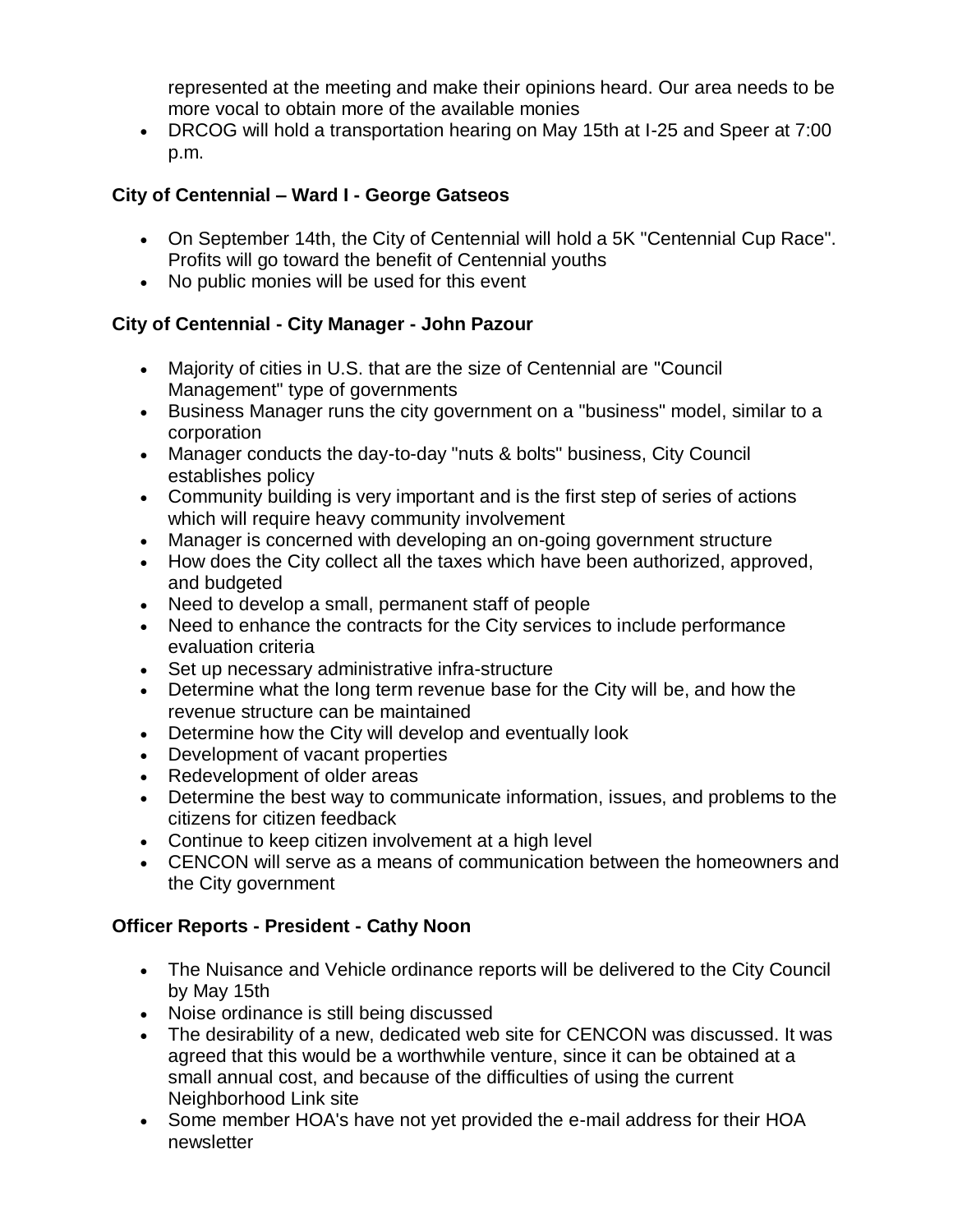represented at the meeting and make their opinions heard. Our area needs to be more vocal to obtain more of the available monies

- DRCOG will hold a transportation hearing on May 15th at I-25 and Speer at 7:00 p.m.

**City of Centennial – Ward I - George Gatseos**

- On September 14th, the City of Centennial will hold a 5K "Centennial Cup Race". Profits will go toward the benefit of Centennial youths
- No public monies will be used for this event

**City of Centennial - City Manager - John Pazour**

- Majority of cities in U.S. that are the size of Centennial are "Council Management" type of governments
- Business Manager runs the city government on a "business" model, similar to a corporation
- Manager conducts the day-to-day "nuts & bolts" business, City Council establishes policy
- Community building is very important and is the first step of series of actions which will require heavy community involvement
- Manager is concerned with developing an on-going government structure
- How does the City collect all the taxes which have been authorized, approved, and budgeted
- Need to develop a small, permanent staff of people
- Need to enhance the contracts for the City services to include performance evaluation criteria
- Set up necessary administrative infra-structure
- Determine what the long term revenue base for the City will be, and how the revenue structure can be maintained
- Determine how the City will develop and eventually look
- Development of vacant properties
- Redevelopment of older areas
- Determine the best way to communicate information, issues, and problems to the citizens for citizen feedback
- Continue to keep citizen involvement at a high level
- CENCON will serve as a means of communication between the homeowners and the City government

**Officer Reports - President - Cathy Noon**

- The Nuisance and Vehicle ordinance reports will be delivered to the City Council by May 15th
- Noise ordinance is still being discussed
- The desirability of a new, dedicated web site for CENCON was discussed. It was agreed that this would be a worthwhile venture, since it can be obtained at a small annual cost, and because of the difficulties of using the current Neighborhood Link site
- Some member HOA's have not yet provided the e-mail address for their HOA newsletter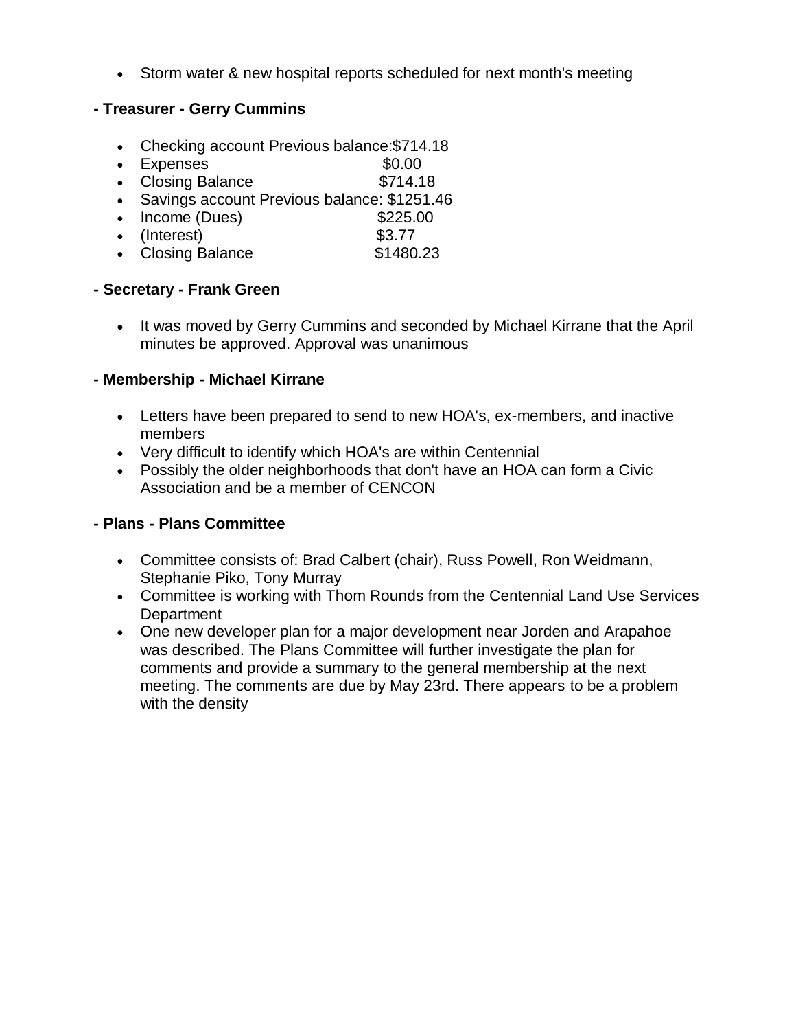- Storm water & new hospital reports scheduled for next month's meeting

**- Treasurer - Gerry Cummins**

- Checking account Previous balance:$714.18
- Expenses $0.00
- Closing Balance $714.18
- Savings account Previous balance: $1251.46
- Income (Dues) $225.00
- (Interest) $3.77
- Closing Balance $1480.23

**- Secretary - Frank Green**

- It was moved by Gerry Cummins and seconded by Michael Kirrane that the April minutes be approved. Approval was unanimous

**- Membership - Michael Kirrane**

- Letters have been prepared to send to new HOA's, ex-members, and inactive members
- Very difficult to identify which HOA's are within Centennial
- Possibly the older neighborhoods that don't have an HOA can form a Civic Association and be a member of CENCON

**- Plans - Plans Committee**

- Committee consists of: Brad Calbert (chair), Russ Powell, Ron Weidmann, Stephanie Piko, Tony Murray
- Committee is working with Thom Rounds from the Centennial Land Use Services Department
- One new developer plan for a major development near Jorden and Arapahoe was described. The Plans Committee will further investigate the plan for comments and provide a summary to the general membership at the next meeting. The comments are due by May 23rd. There appears to be a problem with the density